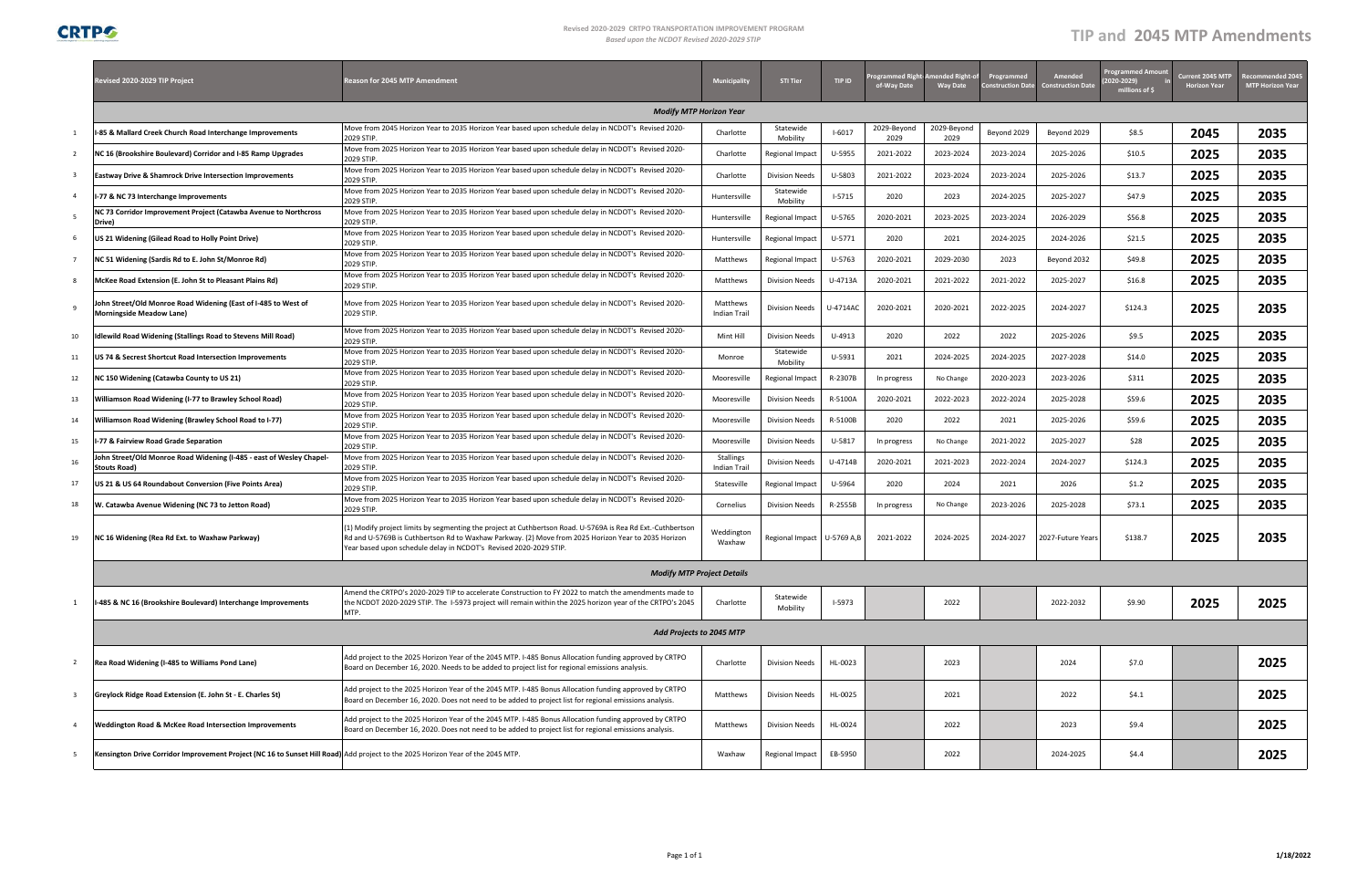# Revised 2020-2029 CRTPO TRANSPORTATION IMPROVEMENT PROGRAM

*Based upon the NCDOT Revised 2020-2029 STIP*

## TIP and 2045 MTP Amendments

| | Revised 2020-2029 TIP Project | Reason for 2045 MTP Amendment | Municipality | STI Tier | TIP ID | Programmed Right-of-Way Date | Amended Right-of-Way Date | Programmed Construction Date | Amended Construction Date | Programmed Amount (2020-2029) in millions of $ | Current 2045 MTP Horizon Year | Recommended 2045 MTP Horizon Year |
|---|---|---|---|---|---|---|---|---|---|---|---|---|
| | ***Modify MTP Horizon Year*** | | | | | | | | | | | |
| 1 | I-85 & Mallard Creek Church Road Interchange Improvements | Move from 2045 Horizon Year to 2035 Horizon Year based upon schedule delay in NCDOT's Revised 2020-2029 STIP. | Charlotte | Statewide Mobility | I-6017 | 2029-Beyond 2029 | 2029-Beyond 2029 | Beyond 2029 | Beyond 2029 | $8.5 | 2045 | 2035 |
| 2 | NC 16 (Brookshire Boulevard) Corridor and I-85 Ramp Upgrades | Move from 2025 Horizon Year to 2035 Horizon Year based upon schedule delay in NCDOT's Revised 2020-2029 STIP. | Charlotte | Regional Impact | U-5955 | 2021-2022 | 2023-2024 | 2023-2024 | 2025-2026 | $10.5 | 2025 | 2035 |
| 3 | Eastway Drive & Shamrock Drive Intersection Improvements | Move from 2025 Horizon Year to 2035 Horizon Year based upon schedule delay in NCDOT's Revised 2020-2029 STIP. | Charlotte | Division Needs | U-5803 | 2021-2022 | 2023-2024 | 2023-2024 | 2025-2026 | $13.7 | 2025 | 2035 |
| 4 | I-77 & NC 73 Interchange Improvements | Move from 2025 Horizon Year to 2035 Horizon Year based upon schedule delay in NCDOT's Revised 2020-2029 STIP. | Huntersville | Statewide Mobility | I-5715 | 2020 | 2023 | 2024-2025 | 2025-2027 | $47.9 | 2025 | 2035 |
| 5 | NC 73 Corridor Improvement Project (Catawba Avenue to Northcross Drive) | Move from 2025 Horizon Year to 2035 Horizon Year based upon schedule delay in NCDOT's Revised 2020-2029 STIP. | Huntersville | Regional Impact | U-5765 | 2020-2021 | 2023-2025 | 2023-2024 | 2026-2029 | $56.8 | 2025 | 2035 |
| 6 | US 21 Widening (Gilead Road to Holly Point Drive) | Move from 2025 Horizon Year to 2035 Horizon Year based upon schedule delay in NCDOT's Revised 2020-2029 STIP. | Huntersville | Regional Impact | U-5771 | 2020 | 2021 | 2024-2025 | 2024-2026 | $21.5 | 2025 | 2035 |
| 7 | NC 51 Widening (Sardis Rd to E. John St/Monroe Rd) | Move from 2025 Horizon Year to 2035 Horizon Year based upon schedule delay in NCDOT's Revised 2020-2029 STIP. | Matthews | Regional Impact | U-5763 | 2020-2021 | 2029-2030 | 2023 | Beyond 2032 | $49.8 | 2025 | 2035 |
| 8 | McKee Road Extension (E. John St to Pleasant Plains Rd) | Move from 2025 Horizon Year to 2035 Horizon Year based upon schedule delay in NCDOT's Revised 2020-2029 STIP. | Matthews | Division Needs | U-4713A | 2020-2021 | 2021-2022 | 2021-2022 | 2025-2027 | $16.8 | 2025 | 2035 |
| 9 | John Street/Old Monroe Road Widening (East of I-485 to West of Morningside Meadow Lane) | Move from 2025 Horizon Year to 2035 Horizon Year based upon schedule delay in NCDOT's Revised 2020-2029 STIP. | Matthews Indian Trail | Division Needs | U-4714AC | 2020-2021 | 2020-2021 | 2022-2025 | 2024-2027 | $124.3 | 2025 | 2035 |
| 10 | Idlewild Road Widening (Stallings Road to Stevens Mill Road) | Move from 2025 Horizon Year to 2035 Horizon Year based upon schedule delay in NCDOT's Revised 2020-2029 STIP. | Mint Hill | Division Needs | U-4913 | 2020 | 2022 | 2022 | 2025-2026 | $9.5 | 2025 | 2035 |
| 11 | US 74 & Secrest Shortcut Road Intersection Improvements | Move from 2025 Horizon Year to 2035 Horizon Year based upon schedule delay in NCDOT's Revised 2020-2029 STIP. | Monroe | Statewide Mobility | U-5931 | 2021 | 2024-2025 | 2024-2025 | 2027-2028 | $14.0 | 2025 | 2035 |
| 12 | NC 150 Widening (Catawba County to US 21) | Move from 2025 Horizon Year to 2035 Horizon Year based upon schedule delay in NCDOT's Revised 2020-2029 STIP. | Mooresville | Regional Impact | R-2307B | In progress | No Change | 2020-2023 | 2023-2026 | $311 | 2025 | 2035 |
| 13 | Williamson Road Widening (I-77 to Brawley School Road) | Move from 2025 Horizon Year to 2035 Horizon Year based upon schedule delay in NCDOT's Revised 2020-2029 STIP. | Mooresville | Division Needs | R-5100A | 2020-2021 | 2022-2023 | 2022-2024 | 2025-2028 | $59.6 | 2025 | 2035 |
| 14 | Williamson Road Widening (Brawley School Road to I-77) | Move from 2025 Horizon Year to 2035 Horizon Year based upon schedule delay in NCDOT's Revised 2020-2029 STIP. | Mooresville | Division Needs | R-5100B | 2020 | 2022 | 2021 | 2025-2026 | $59.6 | 2025 | 2035 |
| 15 | I-77 & Fairview Road Grade Separation | Move from 2025 Horizon Year to 2035 Horizon Year based upon schedule delay in NCDOT's Revised 2020-2029 STIP. | Mooresville | Division Needs | U-5817 | In progress | No Change | 2021-2022 | 2025-2027 | $28 | 2025 | 2035 |
| 16 | John Street/Old Monroe Road Widening (I-485 - east of Wesley Chapel-Stouts Road) | Move from 2025 Horizon Year to 2035 Horizon Year based upon schedule delay in NCDOT's Revised 2020-2029 STIP. | Stallings Indian Trail | Division Needs | U-4714B | 2020-2021 | 2021-2023 | 2022-2024 | 2024-2027 | $124.3 | 2025 | 2035 |
| 17 | US 21 & US 64 Roundabout Conversion (Five Points Area) | Move from 2025 Horizon Year to 2035 Horizon Year based upon schedule delay in NCDOT's Revised 2020-2029 STIP. | Statesville | Regional Impact | U-5964 | 2020 | 2024 | 2021 | 2026 | $1.2 | 2025 | 2035 |
| 18 | W. Catawba Avenue Widening (NC 73 to Jetton Road) | Move from 2025 Horizon Year to 2035 Horizon Year based upon schedule delay in NCDOT's Revised 2020-2029 STIP. | Cornelius | Division Needs | R-2555B | In progress | No Change | 2023-2026 | 2025-2028 | $73.1 | 2025 | 2035 |
| 19 | NC 16 Widening (Rea Rd Ext. to Waxhaw Parkway) | (1) Modify project limits by segmenting the project at Cuthbertson Road. U-5769A is Rea Rd Ext.-Cuthbertson Rd and U-5769B is Cuthbertson Rd to Waxhaw Parkway. (2) Move from 2025 Horizon Year to 2035 Horizon Year based upon schedule delay in NCDOT's Revised 2020-2029 STIP. | Weddington Waxhaw | Regional Impact | U-5769 A,B | 2021-2022 | 2024-2025 | 2024-2027 | 2027-Future Years | $138.7 | 2025 | 2035 |
| | ***Modify MTP Project Details*** | | | | | | | | | | | |
| 1 | I-485 & NC 16 (Brookshire Boulevard) Interchange Improvements | Amend the CRTPO's 2020-2029 TIP to accelerate Construction to FY 2022 to match the amendments made to the NCDOT 2020-2029 STIP. The I-5973 project will remain within the 2025 horizon year of the CRTPO's 2045 MTP. | Charlotte | Statewide Mobility | I-5973 | | 2022 | | 2022-2032 | $9.90 | 2025 | 2025 |
| | ***Add Projects to 2045 MTP*** | | | | | | | | | | | |
| 2 | Rea Road Widening (I-485 to Williams Pond Lane) | Add project to the 2025 Horizon Year of the 2045 MTP. I-485 Bonus Allocation funding approved by CRTPO Board on December 16, 2020. Needs to be added to project list for regional emissions analysis. | Charlotte | Division Needs | HL-0023 | | 2023 | | 2024 | $7.0 | | 2025 |
| 3 | Greylock Ridge Road Extension (E. John St - E. Charles St) | Add project to the 2025 Horizon Year of the 2045 MTP. I-485 Bonus Allocation funding approved by CRTPO Board on December 16, 2020. Does not need to be added to project list for regional emissions analysis. | Matthews | Division Needs | HL-0025 | | 2021 | | 2022 | $4.1 | | 2025 |
| 4 | Weddington Road & McKee Road Intersection Improvements | Add project to the 2025 Horizon Year of the 2045 MTP. I-485 Bonus Allocation funding approved by CRTPO Board on December 16, 2020. Does not need to be added to project list for regional emissions analysis. | Matthews | Division Needs | HL-0024 | | 2022 | | 2023 | $9.4 | | 2025 |
| 5 | Kensington Drive Corridor Improvement Project (NC 16 to Sunset Hill Road) | Add project to the 2025 Horizon Year of the 2045 MTP. | Waxhaw | Regional Impact | EB-5950 | | 2022 | | 2024-2025 | $4.4 | | 2025 |

1/18/2022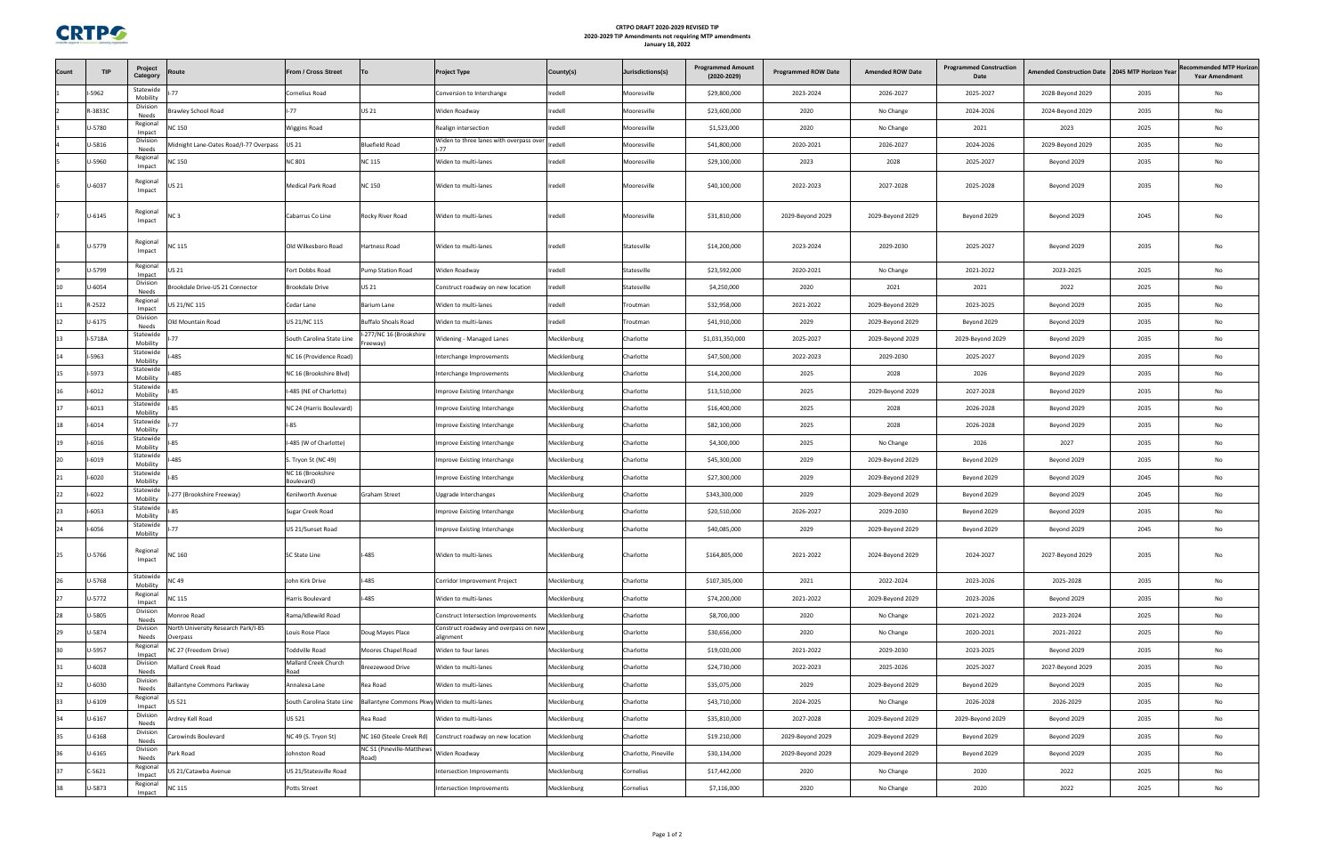# CRTPO DRAFT 2020-2029 REVISED TIP
## 2020-2029 TIP Amendments not requiring MTP amendments
### January 18, 2022

| Count | TIP | Project Category | Route | From / Cross Street | To | Project Type | County(s) | Jurisdictions(s) | Programmed Amount (2020-2029) | Programmed ROW Date | Amended ROW Date | Programmed Construction Date | Amended Construction Date | 2045 MTP Horizon Year | Recommended MTP Horizon Year Amendment |
|---|---|---|---|---|---|---|---|---|---|---|---|---|---|---|---|
| 1 | I-5962 | Statewide Mobility | I-77 | Cornelius Road | | Conversion to Interchange | Iredell | Mooresville | $29,800,000 | 2023-2024 | 2026-2027 | 2025-2027 | 2028-Beyond 2029 | 2035 | No |
| 2 | R-3833C | Division Needs | Brawley School Road | I-77 | US 21 | Widen Roadway | Iredell | Mooresville | $23,600,000 | 2020 | No Change | 2024-2026 | 2024-Beyond 2029 | 2035 | No |
| 3 | U-5780 | Regional Impact | NC 150 | Wiggins Road | | Realign intersection | Iredell | Mooresville | $1,523,000 | 2020 | No Change | 2021 | 2023 | 2025 | No |
| 4 | U-5816 | Division Needs | Midnight Lane-Oates Road/I-77 Overpass | US 21 | Bluefield Road | Widen to three lanes with overpass over I-77 | Iredell | Mooresville | $41,800,000 | 2020-2021 | 2026-2027 | 2024-2026 | 2029-Beyond 2029 | 2035 | No |
| 5 | U-5960 | Regional Impact | NC 150 | NC 801 | NC 115 | Widen to multi-lanes | Iredell | Mooresville | $29,100,000 | 2023 | 2028 | 2025-2027 | Beyond 2029 | 2035 | No |
| 6 | U-6037 | Regional Impact | US 21 | Medical Park Road | NC 150 | Widen to multi-lanes | Iredell | Mooresville | $40,100,000 | 2022-2023 | 2027-2028 | 2025-2028 | Beyond 2029 | 2035 | No |
| 7 | U-6145 | Regional Impact | NC 3 | Cabarrus Co Line | Rocky River Road | Widen to multi-lanes | Iredell | Mooresville | $31,810,000 | 2029-Beyond 2029 | 2029-Beyond 2029 | Beyond 2029 | Beyond 2029 | 2045 | No |
| 8 | U-5779 | Regional Impact | NC 115 | Old Wilkesboro Road | Hartness Road | Widen to multi-lanes | Iredell | Statesville | $14,200,000 | 2023-2024 | 2029-2030 | 2025-2027 | Beyond 2029 | 2035 | No |
| 9 | U-5799 | Regional Impact | US 21 | Fort Dobbs Road | Pump Station Road | Widen Roadway | Iredell | Statesville | $23,592,000 | 2020-2021 | No Change | 2021-2022 | 2023-2025 | 2025 | No |
| 10 | U-6054 | Division Needs | Brookdale Drive-US 21 Connector | Brookdale Drive | US 21 | Construct roadway on new location | Iredell | Statesville | $4,250,000 | 2020 | 2021 | 2021 | 2022 | 2025 | No |
| 11 | R-2522 | Regional Impact | US 21/NC 115 | Cedar Lane | Barium Lane | Widen to multi-lanes | Iredell | Troutman | $32,958,000 | 2021-2022 | 2029-Beyond 2029 | 2023-2025 | Beyond 2029 | 2035 | No |
| 12 | U-6175 | Division Needs | Old Mountain Road | US 21/NC 115 | Buffalo Shoals Road | Widen to multi-lanes | Iredell | Troutman | $41,910,000 | 2029 | 2029-Beyond 2029 | Beyond 2029 | Beyond 2029 | 2035 | No |
| 13 | I-5718A | Statewide Mobility | I-77 | South Carolina State Line | I-277/NC 16 (Brookshire Freeway) | Widening - Managed Lanes | Mecklenburg | Charlotte | $1,031,350,000 | 2025-2027 | 2029-Beyond 2029 | 2029-Beyond 2029 | Beyond 2029 | 2035 | No |
| 14 | I-5963 | Statewide Mobility | I-485 | NC 16 (Providence Road) | | Interchange Improvements | Mecklenburg | Charlotte | $47,500,000 | 2022-2023 | 2029-2030 | 2025-2027 | Beyond 2029 | 2035 | No |
| 15 | I-5973 | Statewide Mobility | I-485 | NC 16 (Brookshire Blvd) | | Interchange Improvements | Mecklenburg | Charlotte | $14,200,000 | 2025 | 2028 | 2026 | Beyond 2029 | 2035 | No |
| 16 | I-6012 | Statewide Mobility | I-85 | I-485 (NE of Charlotte) | | Improve Existing Interchange | Mecklenburg | Charlotte | $13,510,000 | 2025 | 2029-Beyond 2029 | 2027-2028 | Beyond 2029 | 2035 | No |
| 17 | I-6013 | Statewide Mobility | I-85 | NC 24 (Harris Boulevard) | | Improve Existing Interchange | Mecklenburg | Charlotte | $16,400,000 | 2025 | 2028 | 2026-2028 | Beyond 2029 | 2035 | No |
| 18 | I-6014 | Statewide Mobility | I-77 | I-85 | | Improve Existing Interchange | Mecklenburg | Charlotte | $82,100,000 | 2025 | 2028 | 2026-2028 | Beyond 2029 | 2035 | No |
| 19 | I-6016 | Statewide Mobility | I-85 | I-485 (W of Charlotte) | | Improve Existing Interchange | Mecklenburg | Charlotte | $4,300,000 | 2025 | No Change | 2026 | 2027 | 2035 | No |
| 20 | I-6019 | Statewide Mobility | I-485 | S. Tryon St (NC 49) | | Improve Existing Interchange | Mecklenburg | Charlotte | $45,300,000 | 2029 | 2029-Beyond 2029 | Beyond 2029 | Beyond 2029 | 2035 | No |
| 21 | I-6020 | Statewide Mobility | I-85 | NC 16 (Brookshire Boulevard) | | Improve Existing Interchange | Mecklenburg | Charlotte | $27,300,000 | 2029 | 2029-Beyond 2029 | Beyond 2029 | Beyond 2029 | 2045 | No |
| 22 | I-6022 | Statewide Mobility | I-277 (Brookshire Freeway) | Kenilworth Avenue | Graham Street | Upgrade Interchanges | Mecklenburg | Charlotte | $343,300,000 | 2029 | 2029-Beyond 2029 | Beyond 2029 | Beyond 2029 | 2045 | No |
| 23 | I-6053 | Statewide Mobility | I-85 | Sugar Creek Road | | Improve Existing Interchange | Mecklenburg | Charlotte | $20,510,000 | 2026-2027 | 2029-2030 | Beyond 2029 | Beyond 2029 | 2035 | No |
| 24 | I-6056 | Statewide Mobility | I-77 | US 21/Sunset Road | | Improve Existing Interchange | Mecklenburg | Charlotte | $40,085,000 | 2029 | 2029-Beyond 2029 | Beyond 2029 | Beyond 2029 | 2045 | No |
| 25 | U-5766 | Regional Impact | NC 160 | SC State Line | I-485 | Widen to multi-lanes | Mecklenburg | Charlotte | $164,805,000 | 2021-2022 | 2024-Beyond 2029 | 2024-2027 | 2027-Beyond 2029 | 2035 | No |
| 26 | U-5768 | Statewide Mobility | NC 49 | John Kirk Drive | I-485 | Corridor Improvement Project | Mecklenburg | Charlotte | $107,305,000 | 2021 | 2022-2024 | 2023-2026 | 2025-2028 | 2035 | No |
| 27 | U-5772 | Regional Impact | NC 115 | Harris Boulevard | I-485 | Widen to multi-lanes | Mecklenburg | Charlotte | $74,200,000 | 2021-2022 | 2029-Beyond 2029 | 2023-2026 | Beyond 2029 | 2035 | No |
| 28 | U-5805 | Division Needs | Monroe Road | Rama/Idlewild Road | | Construct Intersection Improvements | Mecklenburg | Charlotte | $8,700,000 | 2020 | No Change | 2021-2022 | 2023-2024 | 2025 | No |
| 29 | U-5874 | Division Needs | North University Research Park/I-85 Overpass | Louis Rose Place | Doug Mayes Place | Construct roadway and overpass on new alignment | Mecklenburg | Charlotte | $30,656,000 | 2020 | No Change | 2020-2021 | 2021-2022 | 2025 | No |
| 30 | U-5957 | Regional Impact | NC 27 (Freedom Drive) | Toddville Road | Moores Chapel Road | Widen to four lanes | Mecklenburg | Charlotte | $19,020,000 | 2021-2022 | 2029-2030 | 2023-2025 | Beyond 2029 | 2035 | No |
| 31 | U-6028 | Division Needs | Mallard Creek Road | Mallard Creek Church Road | Breezewood Drive | Widen to multi-lanes | Mecklenburg | Charlotte | $24,730,000 | 2022-2023 | 2025-2026 | 2025-2027 | 2027-Beyond 2029 | 2035 | No |
| 32 | U-6030 | Division Needs | Ballantyne Commons Parkway | Annalexa Lane | Rea Road | Widen to multi-lanes | Mecklenburg | Charlotte | $35,075,000 | 2029 | 2029-Beyond 2029 | Beyond 2029 | Beyond 2029 | 2035 | No |
| 33 | U-6109 | Regional Impact | US 521 | South Carolina State Line | Ballantyne Commons Pkwy | Widen to multi-lanes | Mecklenburg | Charlotte | $43,710,000 | 2024-2025 | No Change | 2026-2028 | 2026-2029 | 2035 | No |
| 34 | U-6167 | Division Needs | Ardrey Kell Road | US 521 | Rea Road | Widen to multi-lanes | Mecklenburg | Charlotte | $35,810,000 | 2027-2028 | 2029-Beyond 2029 | 2029-Beyond 2029 | Beyond 2029 | 2035 | No |
| 35 | U-6168 | Division Needs | Carowinds Boulevard | NC 49 (S. Tryon St) | NC 160 (Steele Creek Rd) | Construct roadway on new location | Mecklenburg | Charlotte | $19,210,000 | 2029-Beyond 2029 | 2029-Beyond 2029 | Beyond 2029 | Beyond 2029 | 2035 | No |
| 36 | U-6165 | Division Needs | Park Road | Johnston Road | NC 51 (Pineville-Matthews Road) | Widen Roadway | Mecklenburg | Charlotte, Pineville | $30,134,000 | 2029-Beyond 2029 | 2029-Beyond 2029 | Beyond 2029 | Beyond 2029 | 2035 | No |
| 37 | C-5621 | Regional Impact | US 21/Catawba Avenue | US 21/Statesville Road | | Intersection Improvements | Mecklenburg | Cornelius | $17,442,000 | 2020 | No Change | 2020 | 2022 | 2025 | No |
| 38 | U-5873 | Regional Impact | NC 115 | Potts Street | | Intersection Improvements | Mecklenburg | Cornelius | $7,116,000 | 2020 | No Change | 2020 | 2022 | 2025 | No |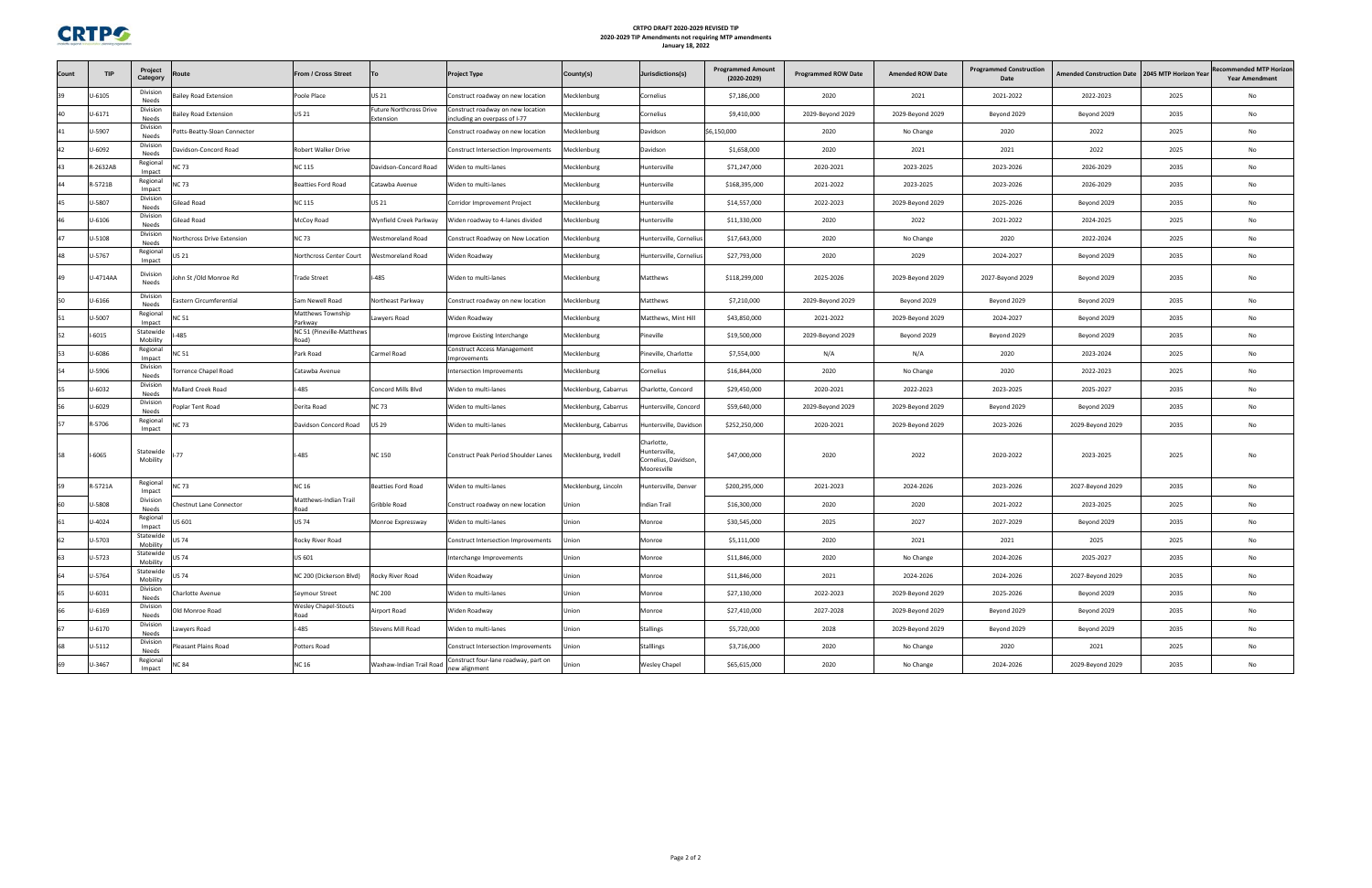# CRTPO DRAFT 2020-2029 REVISED TIP
## 2020-2029 TIP Amendments not requiring MTP amendments
### January 18, 2022

| Count | TIP | Project Category | Route | From / Cross Street | To | Project Type | County(s) | Jurisdictions(s) | Programmed Amount (2020-2029) | Programmed ROW Date | Amended ROW Date | Programmed Construction Date | Amended Construction Date | 2045 MTP Horizon Year | Recommended MTP Horizon Year Amendment |
|---|---|---|---|---|---|---|---|---|---|---|---|---|---|---|---|
| 39 | U-6105 | Division Needs | Bailey Road Extension | Poole Place | US 21 | Construct roadway on new location | Mecklenburg | Cornelius | $7,186,000 | 2020 | 2021 | 2021-2022 | 2022-2023 | 2025 | No |
| 40 | U-6171 | Division Needs | Bailey Road Extension | US 21 | Future Northcross Drive Extension | Construct roadway on new location including an overpass of I-77 | Mecklenburg | Cornelius | $9,410,000 | 2029-Beyond 2029 | 2029-Beyond 2029 | Beyond 2029 | Beyond 2029 | 2035 | No |
| 41 | U-5907 | Division Needs | Potts-Beatty-Sloan Connector | | | Construct roadway on new location | Mecklenburg | Davidson | $6,150,000 | 2020 | No Change | 2020 | 2022 | 2025 | No |
| 42 | U-6092 | Division Needs | Davidson-Concord Road | Robert Walker Drive | | Construct Intersection Improvements | Mecklenburg | Davidson | $1,658,000 | 2020 | 2021 | 2021 | 2022 | 2025 | No |
| 43 | R-2632AB | Regional Impact | NC 73 | NC 115 | Davidson-Concord Road | Widen to multi-lanes | Mecklenburg | Huntersville | $71,247,000 | 2020-2021 | 2023-2025 | 2023-2026 | 2026-2029 | 2035 | No |
| 44 | R-5721B | Regional Impact | NC 73 | Beatties Ford Road | Catawba Avenue | Widen to multi-lanes | Mecklenburg | Huntersville | $168,395,000 | 2021-2022 | 2023-2025 | 2023-2026 | 2026-2029 | 2035 | No |
| 45 | U-5807 | Division Needs | Gilead Road | NC 115 | US 21 | Corridor Improvement Project | Mecklenburg | Huntersville | $14,557,000 | 2022-2023 | 2029-Beyond 2029 | 2025-2026 | Beyond 2029 | 2035 | No |
| 46 | U-6106 | Division Needs | Gilead Road | McCoy Road | Wynfield Creek Parkway | Widen roadway to 4-lanes divided | Mecklenburg | Huntersville | $11,330,000 | 2020 | 2022 | 2021-2022 | 2024-2025 | 2025 | No |
| 47 | U-5108 | Division Needs | Northcross Drive Extension | NC 73 | Westmoreland Road | Construct Roadway on New Location | Mecklenburg | Huntersville, Cornelius | $17,643,000 | 2020 | No Change | 2020 | 2022-2024 | 2025 | No |
| 48 | U-5767 | Regional Impact | US 21 | Northcross Center Court | Westmoreland Road | Widen Roadway | Mecklenburg | Huntersville, Cornelius | $27,793,000 | 2020 | 2029 | 2024-2027 | Beyond 2029 | 2035 | No |
| 49 | U-4714AA | Division Needs | John St /Old Monroe Rd | Trade Street | I-485 | Widen to multi-lanes | Mecklenburg | Matthews | $118,299,000 | 2025-2026 | 2029-Beyond 2029 | 2027-Beyond 2029 | Beyond 2029 | 2035 | No |
| 50 | U-6166 | Division Needs | Eastern Circumferential | Sam Newell Road | Northeast Parkway | Construct roadway on new location | Mecklenburg | Matthews | $7,210,000 | 2029-Beyond 2029 | Beyond 2029 | Beyond 2029 | Beyond 2029 | 2035 | No |
| 51 | U-5007 | Regional Impact | NC 51 | Matthews Township Parkway | Lawyers Road | Widen Roadway | Mecklenburg | Matthews, Mint Hill | $43,850,000 | 2021-2022 | 2029-Beyond 2029 | 2024-2027 | Beyond 2029 | 2035 | No |
| 52 | I-6015 | Statewide Mobility | I-485 | NC 51 (Pineville-Matthews Road) | | Improve Existing Interchange | Mecklenburg | Pineville | $19,500,000 | 2029-Beyond 2029 | Beyond 2029 | Beyond 2029 | Beyond 2029 | 2035 | No |
| 53 | U-6086 | Regional Impact | NC 51 | Park Road | Carmel Road | Construct Access Management Improvements | Mecklenburg | Pineville, Charlotte | $7,554,000 | N/A | N/A | 2020 | 2023-2024 | 2025 | No |
| 54 | U-5906 | Division Needs | Torrence Chapel Road | Catawba Avenue | | Intersection Improvements | Mecklenburg | Cornelius | $16,844,000 | 2020 | No Change | 2020 | 2022-2023 | 2025 | No |
| 55 | U-6032 | Division Needs | Mallard Creek Road | I-485 | Concord Mills Blvd | Widen to multi-lanes | Mecklenburg, Cabarrus | Charlotte, Concord | $29,450,000 | 2020-2021 | 2022-2023 | 2023-2025 | 2025-2027 | 2035 | No |
| 56 | U-6029 | Division Needs | Poplar Tent Road | Derita Road | NC 73 | Widen to multi-lanes | Mecklenburg, Cabarrus | Huntersville, Concord | $59,640,000 | 2029-Beyond 2029 | 2029-Beyond 2029 | Beyond 2029 | Beyond 2029 | 2035 | No |
| 57 | R-5706 | Regional Impact | NC 73 | Davidson Concord Road | US 29 | Widen to multi-lanes | Mecklenburg, Cabarrus | Huntersville, Davidson | $252,250,000 | 2020-2021 | 2029-Beyond 2029 | 2023-2026 | 2029-Beyond 2029 | 2035 | No |
| 58 | I-6065 | Statewide Mobility | I-77 | I-485 | NC 150 | Construct Peak Period Shoulder Lanes | Mecklenburg, Iredell | Charlotte, Huntersville, Cornelius, Davidson, Mooresville | $47,000,000 | 2020 | 2022 | 2020-2022 | 2023-2025 | 2025 | No |
| 59 | R-5721A | Regional Impact | NC 73 | NC 16 | Beatties Ford Road | Widen to multi-lanes | Mecklenburg, Lincoln | Huntersville, Denver | $200,295,000 | 2021-2023 | 2024-2026 | 2023-2026 | 2027-Beyond 2029 | 2035 | No |
| 60 | U-5808 | Division Needs | Chestnut Lane Connector | Matthews-Indian Trail Road | Gribble Road | Construct roadway on new location | Union | Indian Trail | $16,300,000 | 2020 | 2020 | 2021-2022 | 2023-2025 | 2025 | No |
| 61 | U-4024 | Regional Impact | US 601 | US 74 | Monroe Expressway | Widen to multi-lanes | Union | Monroe | $30,545,000 | 2025 | 2027 | 2027-2029 | Beyond 2029 | 2035 | No |
| 62 | U-5703 | Statewide Mobility | US 74 | Rocky River Road | | Construct Intersection Improvements | Union | Monroe | $5,111,000 | 2020 | 2021 | 2021 | 2025 | 2025 | No |
| 63 | U-5723 | Statewide Mobility | US 74 | US 601 | | Interchange Improvements | Union | Monroe | $11,846,000 | 2020 | No Change | 2024-2026 | 2025-2027 | 2025 | No |
| 64 | U-5764 | Statewide Mobility | US 74 | NC 200 (Dickerson Blvd) | Rocky River Road | Widen Roadway | Union | Monroe | $11,846,000 | 2021 | 2024-2026 | 2024-2026 | 2027-Beyond 2029 | 2035 | No |
| 65 | U-6031 | Division Needs | Charlotte Avenue | Seymour Street | NC 200 | Widen to multi-lanes | Union | Monroe | $27,130,000 | 2022-2023 | 2029-Beyond 2029 | 2025-2026 | Beyond 2029 | 2035 | No |
| 66 | U-6169 | Division Needs | Old Monroe Road | Wesley Chapel-Stouts Road | Airport Road | Widen Roadway | Union | Monroe | $27,410,000 | 2027-2028 | 2029-Beyond 2029 | Beyond 2029 | Beyond 2029 | 2035 | No |
| 67 | U-6170 | Division Needs | Lawyers Road | I-485 | Stevens Mill Road | Widen to multi-lanes | Union | Stallings | $5,720,000 | 2028 | 2029-Beyond 2029 | Beyond 2029 | Beyond 2029 | 2035 | No |
| 68 | U-5112 | Division Needs | Pleasant Plains Road | Potters Road | | Construct Intersection Improvements | Union | Stallings | $3,716,000 | 2020 | No Change | 2020 | 2021 | 2025 | No |
| 69 | U-3467 | Regional Impact | NC 84 | NC 16 | Waxhaw-Indian Trail Road | Construct four-lane roadway, part on new alignment | Union | Wesley Chapel | $65,615,000 | 2020 | No Change | 2024-2026 | 2029-Beyond 2029 | 2035 | No |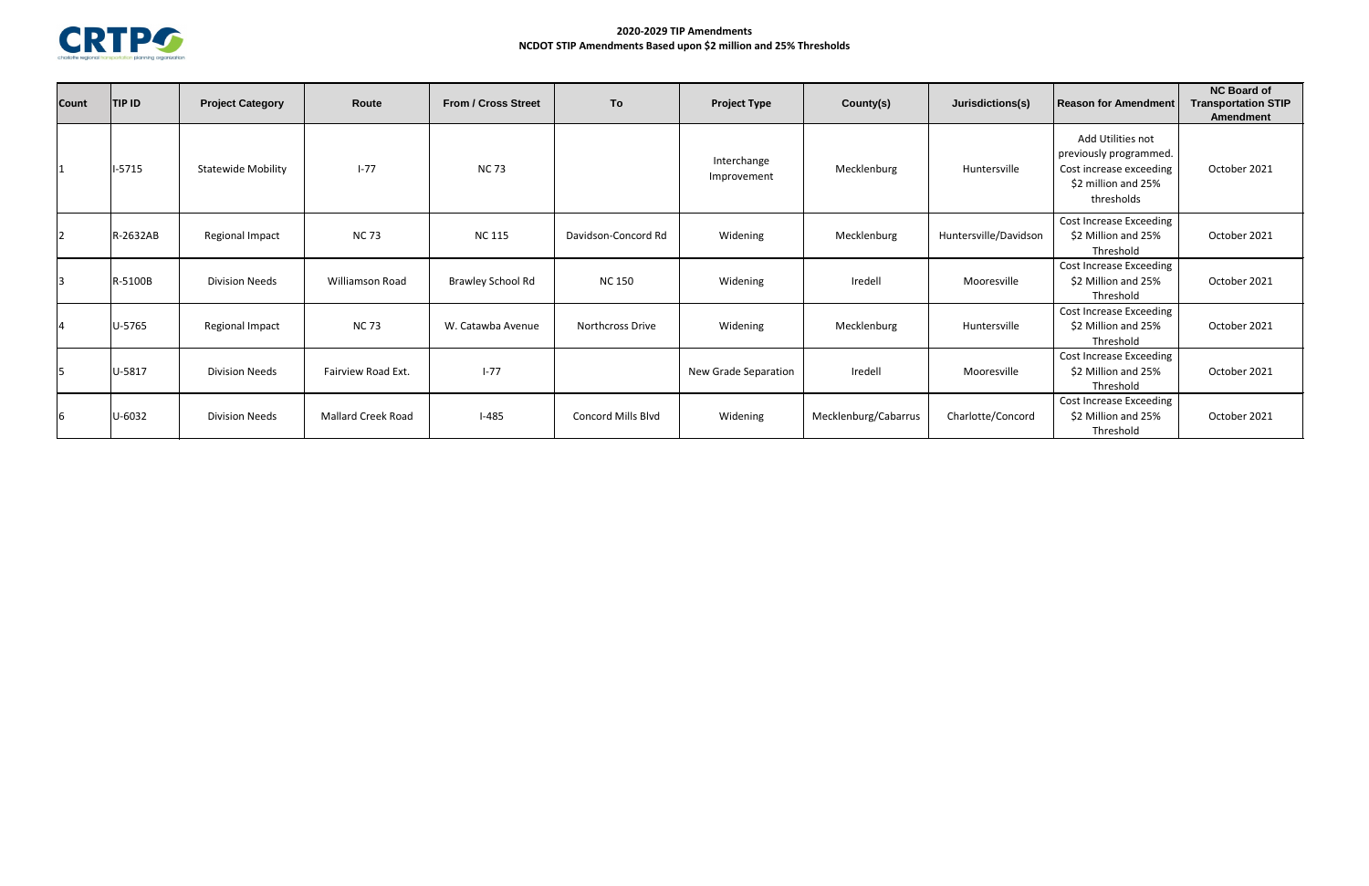CRTPO
charlotte regional transportation planning organization

**2020-2029 TIP Amendments**
**NCDOT STIP Amendments Based upon $2 million and 25% Thresholds**

| Count | TIP ID | Project Category | Route | From / Cross Street | To | Project Type | County(s) | Jurisdictions(s) | Reason for Amendment | NC Board of Transportation STIP Amendment |
|---|---|---|---|---|---|---|---|---|---|---|
| 1 | I-5715 | Statewide Mobility | I-77 | NC 73 | | Interchange Improvement | Mecklenburg | Huntersville | Add Utilities not previously programmed. Cost increase exceeding $2 million and 25% thresholds | October 2021 |
| 2 | R-2632AB | Regional Impact | NC 73 | NC 115 | Davidson-Concord Rd | Widening | Mecklenburg | Huntersville/Davidson | Cost Increase Exceeding $2 Million and 25% Threshold | October 2021 |
| 3 | R-5100B | Division Needs | Williamson Road | Brawley School Rd | NC 150 | Widening | Iredell | Mooresville | Cost Increase Exceeding $2 Million and 25% Threshold | October 2021 |
| 4 | U-5765 | Regional Impact | NC 73 | W. Catawba Avenue | Northcross Drive | Widening | Mecklenburg | Huntersville | Cost Increase Exceeding $2 Million and 25% Threshold | October 2021 |
| 5 | U-5817 | Division Needs | Fairview Road Ext. | I-77 | | New Grade Separation | Iredell | Mooresville | Cost Increase Exceeding $2 Million and 25% Threshold | October 2021 |
| 6 | U-6032 | Division Needs | Mallard Creek Road | I-485 | Concord Mills Blvd | Widening | Mecklenburg/Cabarrus | Charlotte/Concord | Cost Increase Exceeding $2 Million and 25% Threshold | October 2021 |